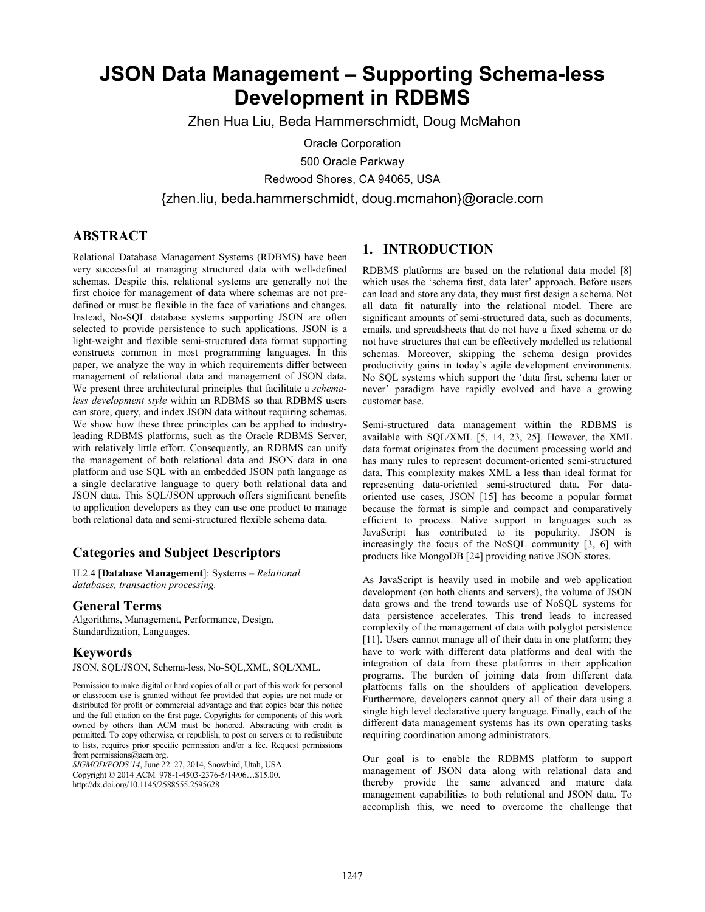# JSON Data Management – Supporting Schema-less Development in RDBMS

Zhen Hua Liu, Beda Hammerschmidt, Doug McMahon

Oracle Corporation

500 Oracle Parkway

Redwood Shores, CA 94065, USA

{zhen.liu, beda.hammerschmidt, doug.mcmahon}@oracle.com

## ABSTRACT

Relational Database Management Systems (RDBMS) have been very successful at managing structured data with well-defined schemas. Despite this, relational systems are generally not the first choice for management of data where schemas are not pre-defined or must be flexible in the face of variations and changes. Instead, No-SQL database systems supporting JSON are often selected to provide persistence to such applications. JSON is a light-weight and flexible semi-structured data format supporting constructs common in most programming languages. In this paper, we analyze the way in which requirements differ between management of relational data and management of JSON data. We present three architectural principles that facilitate a *schema-less development style* within an RDBMS so that RDBMS users can store, query, and index JSON data without requiring schemas. We show how these three principles can be applied to industry-leading RDBMS platforms, such as the Oracle RDBMS Server, with relatively little effort. Consequently, an RDBMS can unify the management of both relational data and JSON data in one platform and use SQL with an embedded JSON path language as a single declarative language to query both relational data and JSON data. This SQL/JSON approach offers significant benefits to application developers as they can use one product to manage both relational data and semi-structured flexible schema data.

## Categories and Subject Descriptors

H.2.4 [**Database Management**]: Systems – *Relational databases, transaction processing.*

## General Terms

Algorithms, Management, Performance, Design, Standardization, Languages.

## Keywords

JSON, SQL/JSON, Schema-less, No-SQL,XML, SQL/XML.

Permission to make digital or hard copies of all or part of this work for personal or classroom use is granted without fee provided that copies are not made or distributed for profit or commercial advantage and that copies bear this notice and the full citation on the first page. Copyrights for components of this work owned by others than ACM must be honored. Abstracting with credit is permitted. To copy otherwise, or republish, to post on servers or to redistribute to lists, requires prior specific permission and/or a fee. Request permissions from permissions@acm.org.

*SIGMOD/PODS'14*, June 22–27, 2014, Snowbird, Utah, USA.

Copyright © 2014 ACM 978-1-4503-2376-5/14/06…$15.00.

http://dx.doi.org/10.1145/2588555.2595628

## 1. INTRODUCTION

RDBMS platforms are based on the relational data model [8] which uses the 'schema first, data later' approach. Before users can load and store any data, they must first design a schema. Not all data fit naturally into the relational model. There are significant amounts of semi-structured data, such as documents, emails, and spreadsheets that do not have a fixed schema or do not have structures that can be effectively modelled as relational schemas. Moreover, skipping the schema design provides productivity gains in today's agile development environments. No SQL systems which support the 'data first, schema later or never' paradigm have rapidly evolved and have a growing customer base.

Semi-structured data management within the RDBMS is available with SQL/XML [5, 14, 23, 25]. However, the XML data format originates from the document processing world and has many rules to represent document-oriented semi-structured data. This complexity makes XML a less than ideal format for representing data-oriented semi-structured data. For data-oriented use cases, JSON [15] has become a popular format because the format is simple and compact and comparatively efficient to process. Native support in languages such as JavaScript has contributed to its popularity. JSON is increasingly the focus of the NoSQL community [3, 6] with products like MongoDB [24] providing native JSON stores.

As JavaScript is heavily used in mobile and web application development (on both clients and servers), the volume of JSON data grows and the trend towards use of NoSQL systems for data persistence accelerates. This trend leads to increased complexity of the management of data with polyglot persistence [11]. Users cannot manage all of their data in one platform; they have to work with different data platforms and deal with the integration of data from these platforms in their application programs. The burden of joining data from different data platforms falls on the shoulders of application developers. Furthermore, developers cannot query all of their data using a single high level declarative query language. Finally, each of the different data management systems has its own operating tasks requiring coordination among administrators.

Our goal is to enable the RDBMS platform to support management of JSON data along with relational data and thereby provide the same advanced and mature data management capabilities to both relational and JSON data. To accomplish this, we need to overcome the challenge that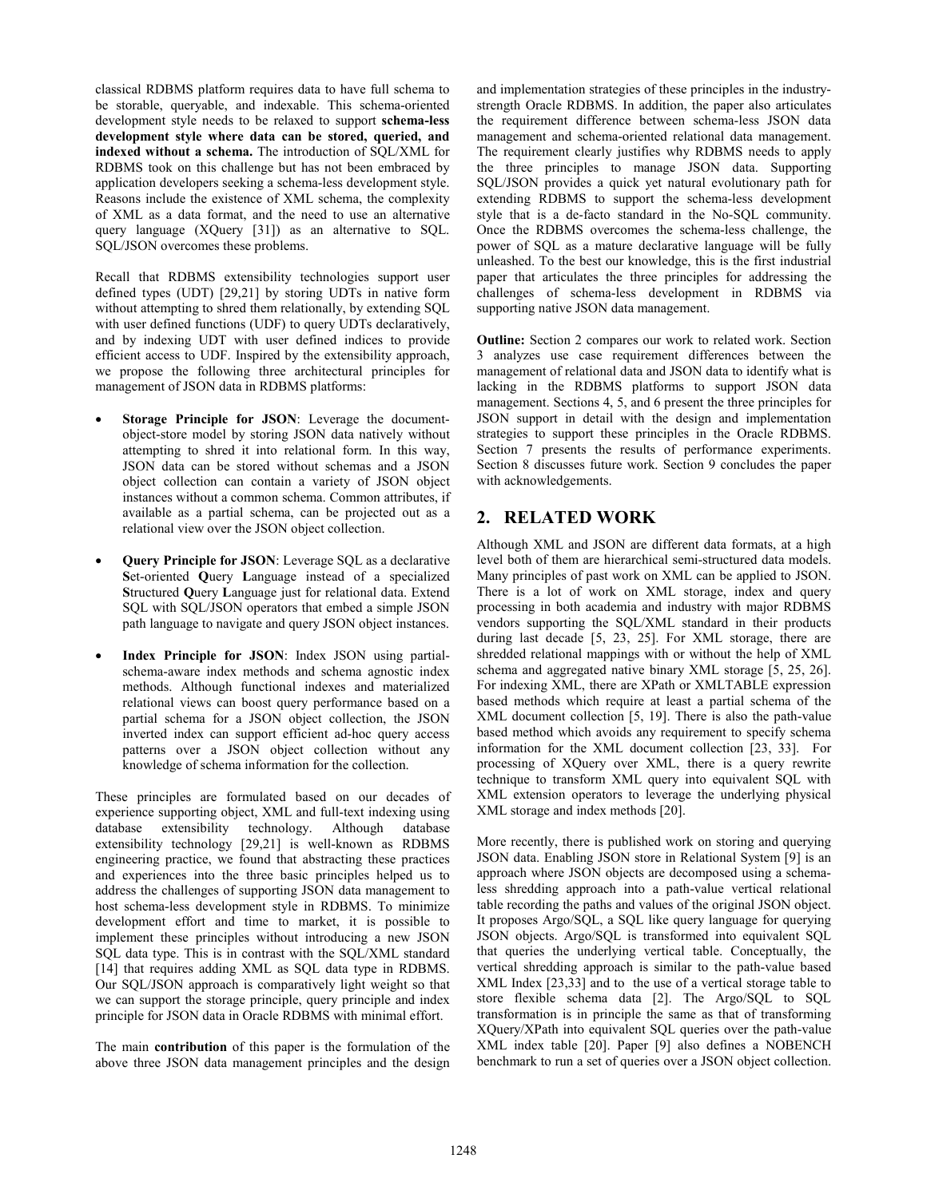classical RDBMS platform requires data to have full schema to be storable, queryable, and indexable. This schema-oriented development style needs to be relaxed to support **schema-less development style where data can be stored, queried, and indexed without a schema.** The introduction of SQL/XML for RDBMS took on this challenge but has not been embraced by application developers seeking a schema-less development style. Reasons include the existence of XML schema, the complexity of XML as a data format, and the need to use an alternative query language (XQuery [31]) as an alternative to SQL. SQL/JSON overcomes these problems.

Recall that RDBMS extensibility technologies support user defined types (UDT) [29,21] by storing UDTs in native form without attempting to shred them relationally, by extending SQL with user defined functions (UDF) to query UDTs declaratively, and by indexing UDT with user defined indices to provide efficient access to UDF. Inspired by the extensibility approach, we propose the following three architectural principles for management of JSON data in RDBMS platforms:

- **Storage Principle for JSON**: Leverage the document-object-store model by storing JSON data natively without attempting to shred it into relational form. In this way, JSON data can be stored without schemas and a JSON object collection can contain a variety of JSON object instances without a common schema. Common attributes, if available as a partial schema, can be projected out as a relational view over the JSON object collection.
- **Query Principle for JSON**: Leverage SQL as a declarative **S**et-oriented **Q**uery **L**anguage instead of a specialized **S**tructured **Q**uery **L**anguage just for relational data. Extend SQL with SQL/JSON operators that embed a simple JSON path language to navigate and query JSON object instances.
- **Index Principle for JSON**: Index JSON using partial-schema-aware index methods and schema agnostic index methods. Although functional indexes and materialized relational views can boost query performance based on a partial schema for a JSON object collection, the JSON inverted index can support efficient ad-hoc query access patterns over a JSON object collection without any knowledge of schema information for the collection.

These principles are formulated based on our decades of experience supporting object, XML and full-text indexing using database extensibility technology. Although database extensibility technology [29,21] is well-known as RDBMS engineering practice, we found that abstracting these practices and experiences into the three basic principles helped us to address the challenges of supporting JSON data management to host schema-less development style in RDBMS. To minimize development effort and time to market, it is possible to implement these principles without introducing a new JSON SQL data type. This is in contrast with the SQL/XML standard [14] that requires adding XML as SQL data type in RDBMS. Our SQL/JSON approach is comparatively light weight so that we can support the storage principle, query principle and index principle for JSON data in Oracle RDBMS with minimal effort.

The main **contribution** of this paper is the formulation of the above three JSON data management principles and the design and implementation strategies of these principles in the industry-strength Oracle RDBMS. In addition, the paper also articulates the requirement difference between schema-less JSON data management and schema-oriented relational data management. The requirement clearly justifies why RDBMS needs to apply the three principles to manage JSON data. Supporting SQL/JSON provides a quick yet natural evolutionary path for extending RDBMS to support the schema-less development style that is a de-facto standard in the No-SQL community. Once the RDBMS overcomes the schema-less challenge, the power of SQL as a mature declarative language will be fully unleashed. To the best our knowledge, this is the first industrial paper that articulates the three principles for addressing the challenges of schema-less development in RDBMS via supporting native JSON data management.

**Outline:** Section 2 compares our work to related work. Section 3 analyzes use case requirement differences between the management of relational data and JSON data to identify what is lacking in the RDBMS platforms to support JSON data management. Sections 4, 5, and 6 present the three principles for JSON support in detail with the design and implementation strategies to support these principles in the Oracle RDBMS. Section 7 presents the results of performance experiments. Section 8 discusses future work. Section 9 concludes the paper with acknowledgements.

## 2. RELATED WORK

Although XML and JSON are different data formats, at a high level both of them are hierarchical semi-structured data models. Many principles of past work on XML can be applied to JSON. There is a lot of work on XML storage, index and query processing in both academia and industry with major RDBMS vendors supporting the SQL/XML standard in their products during last decade [5, 23, 25]. For XML storage, there are shredded relational mappings with or without the help of XML schema and aggregated native binary XML storage [5, 25, 26]. For indexing XML, there are XPath or XMLTABLE expression based methods which require at least a partial schema of the XML document collection [5, 19]. There is also the path-value based method which avoids any requirement to specify schema information for the XML document collection [23, 33]. For processing of XQuery over XML, there is a query rewrite technique to transform XML query into equivalent SQL with XML extension operators to leverage the underlying physical XML storage and index methods [20].

More recently, there is published work on storing and querying JSON data. Enabling JSON store in Relational System [9] is an approach where JSON objects are decomposed using a schema-less shredding approach into a path-value vertical relational table recording the paths and values of the original JSON object. It proposes Argo/SQL, a SQL like query language for querying JSON objects. Argo/SQL is transformed into equivalent SQL that queries the underlying vertical table. Conceptually, the vertical shredding approach is similar to the path-value based XML Index [23,33] and to the use of a vertical storage table to store flexible schema data [2]. The Argo/SQL to SQL transformation is in principle the same as that of transforming XQuery/XPath into equivalent SQL queries over the path-value XML index table [20]. Paper [9] also defines a NOBENCH benchmark to run a set of queries over a JSON object collection.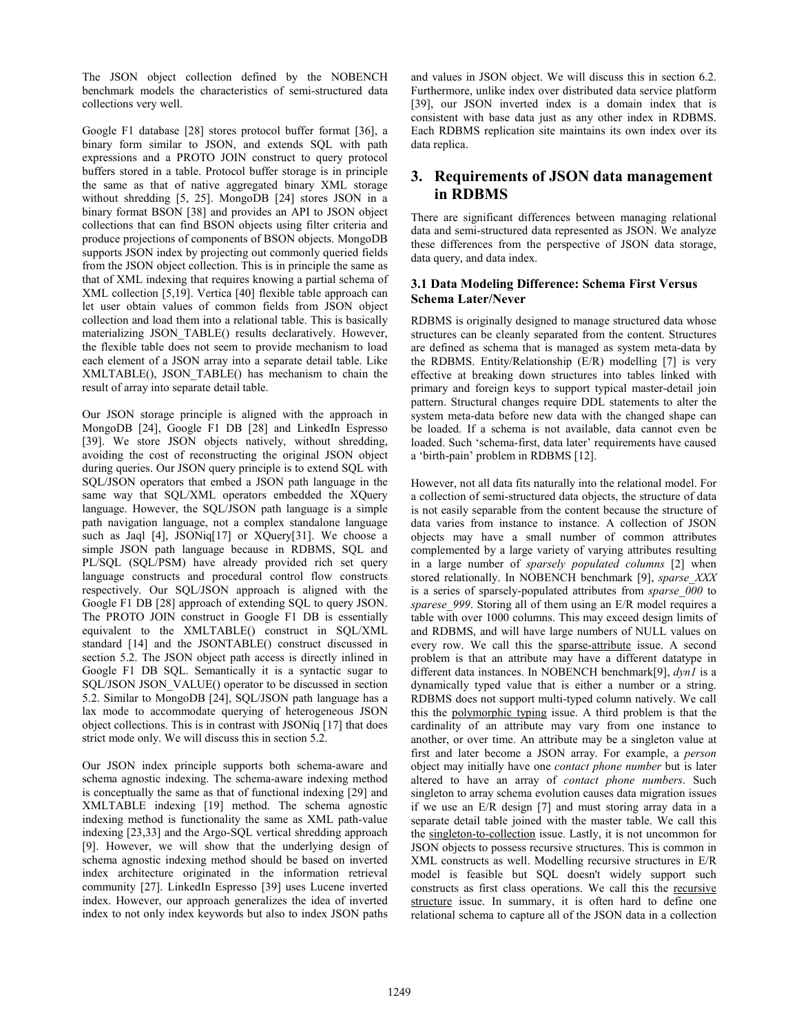The JSON object collection defined by the NOBENCH benchmark models the characteristics of semi-structured data collections very well.

Google F1 database [28] stores protocol buffer format [36], a binary form similar to JSON, and extends SQL with path expressions and a PROTO JOIN construct to query protocol buffers stored in a table. Protocol buffer storage is in principle the same as that of native aggregated binary XML storage without shredding [5, 25]. MongoDB [24] stores JSON in a binary format BSON [38] and provides an API to JSON object collections that can find BSON objects using filter criteria and produce projections of components of BSON objects. MongoDB supports JSON index by projecting out commonly queried fields from the JSON object collection. This is in principle the same as that of XML indexing that requires knowing a partial schema of XML collection [5,19]. Vertica [40] flexible table approach can let user obtain values of common fields from JSON object collection and load them into a relational table. This is basically materializing JSON_TABLE() results declaratively. However, the flexible table does not seem to provide mechanism to load each element of a JSON array into a separate detail table. Like XMLTABLE(), JSON_TABLE() has mechanism to chain the result of array into separate detail table.

Our JSON storage principle is aligned with the approach in MongoDB [24], Google F1 DB [28] and LinkedIn Espresso [39]. We store JSON objects natively, without shredding, avoiding the cost of reconstructing the original JSON object during queries. Our JSON query principle is to extend SQL with SQL/JSON operators that embed a JSON path language in the same way that SQL/XML operators embedded the XQuery language. However, the SQL/JSON path language is a simple path navigation language, not a complex standalone language such as Jaql [4], JSONiq[17] or XQuery[31]. We choose a simple JSON path language because in RDBMS, SQL and PL/SQL (SQL/PSM) have already provided rich set query language constructs and procedural control flow constructs respectively. Our SQL/JSON approach is aligned with the Google F1 DB [28] approach of extending SQL to query JSON. The PROTO JOIN construct in Google F1 DB is essentially equivalent to the XMLTABLE() construct in SQL/XML standard [14] and the JSONTABLE() construct discussed in section 5.2. The JSON object path access is directly inlined in Google F1 DB SQL. Semantically it is a syntactic sugar to SQL/JSON JSON_VALUE() operator to be discussed in section 5.2. Similar to MongoDB [24], SQL/JSON path language has a lax mode to accommodate querying of heterogeneous JSON object collections. This is in contrast with JSONiq [17] that does strict mode only. We will discuss this in section 5.2.

Our JSON index principle supports both schema-aware and schema agnostic indexing. The schema-aware indexing method is conceptually the same as that of functional indexing [29] and XMLTABLE indexing [19] method. The schema agnostic indexing method is functionality the same as XML path-value indexing [23,33] and the Argo-SQL vertical shredding approach [9]. However, we will show that the underlying design of schema agnostic indexing method should be based on inverted index architecture originated in the information retrieval community [27]. LinkedIn Espresso [39] uses Lucene inverted index. However, our approach generalizes the idea of inverted index to not only index keywords but also to index JSON paths and values in JSON object. We will discuss this in section 6.2. Furthermore, unlike index over distributed data service platform [39], our JSON inverted index is a domain index that is consistent with base data just as any other index in RDBMS. Each RDBMS replication site maintains its own index over its data replica.

## 3. Requirements of JSON data management in RDBMS

There are significant differences between managing relational data and semi-structured data represented as JSON. We analyze these differences from the perspective of JSON data storage, data query, and data index.

### 3.1 Data Modeling Difference: Schema First Versus Schema Later/Never

RDBMS is originally designed to manage structured data whose structures can be cleanly separated from the content. Structures are defined as schema that is managed as system meta-data by the RDBMS. Entity/Relationship (E/R) modelling [7] is very effective at breaking down structures into tables linked with primary and foreign keys to support typical master-detail join pattern. Structural changes require DDL statements to alter the system meta-data before new data with the changed shape can be loaded. If a schema is not available, data cannot even be loaded. Such 'schema-first, data later' requirements have caused a 'birth-pain' problem in RDBMS [12].

However, not all data fits naturally into the relational model. For a collection of semi-structured data objects, the structure of data is not easily separable from the content because the structure of data varies from instance to instance. A collection of JSON objects may have a small number of common attributes complemented by a large variety of varying attributes resulting in a large number of *sparsely populated columns* [2] when stored relationally. In NOBENCH benchmark [9], *sparse_XXX* is a series of sparsely-populated attributes from *sparse_000* to *sparese_999*. Storing all of them using an E/R model requires a table with over 1000 columns. This may exceed design limits of and RDBMS, and will have large numbers of NULL values on every row. We call this the sparse-attribute issue. A second problem is that an attribute may have a different datatype in different data instances. In NOBENCH benchmark[9], *dyn1* is a dynamically typed value that is either a number or a string. RDBMS does not support multi-typed column natively. We call this the polymorphic typing issue. A third problem is that the cardinality of an attribute may vary from one instance to another, or over time. An attribute may be a singleton value at first and later become a JSON array. For example, a *person* object may initially have one *contact phone number* but is later altered to have an array of *contact phone numbers*. Such singleton to array schema evolution causes data migration issues if we use an E/R design [7] and must storing array data in a separate detail table joined with the master table. We call this the singleton-to-collection issue. Lastly, it is not uncommon for JSON objects to possess recursive structures. This is common in XML constructs as well. Modelling recursive structures in E/R model is feasible but SQL doesn't widely support such constructs as first class operations. We call this the recursive structure issue. In summary, it is often hard to define one relational schema to capture all of the JSON data in a collection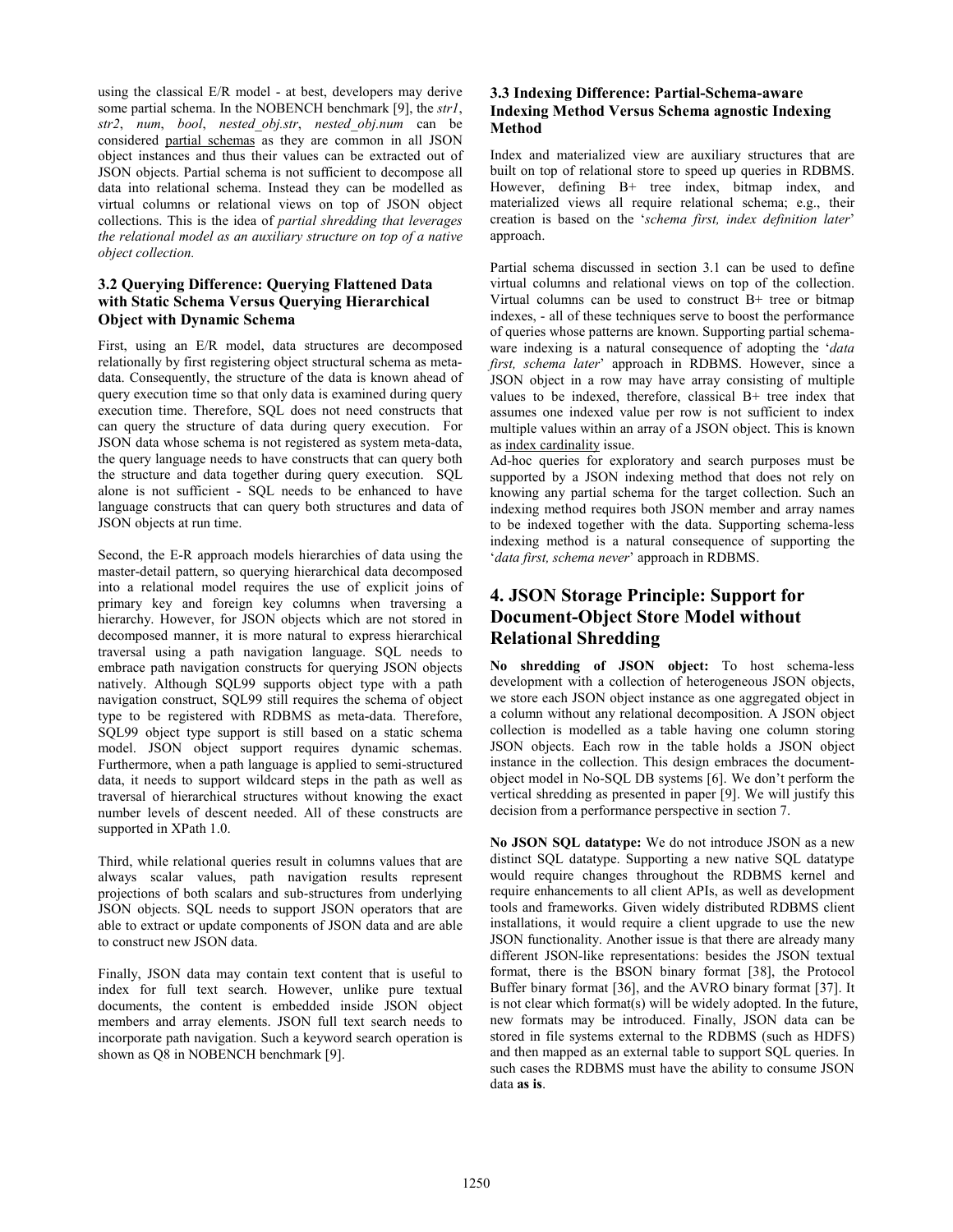using the classical E/R model - at best, developers may derive some partial schema. In the NOBENCH benchmark [9], the *str1*, *str2*, *num*, *bool*, *nested_obj.str*, *nested_obj.num* can be considered partial schemas as they are common in all JSON object instances and thus their values can be extracted out of JSON objects. Partial schema is not sufficient to decompose all data into relational schema. Instead they can be modelled as virtual columns or relational views on top of JSON object collections. This is the idea of *partial shredding that leverages the relational model as an auxiliary structure on top of a native object collection.*

### 3.2 Querying Difference: Querying Flattened Data with Static Schema Versus Querying Hierarchical Object with Dynamic Schema

First, using an E/R model, data structures are decomposed relationally by first registering object structural schema as meta-data. Consequently, the structure of the data is known ahead of query execution time so that only data is examined during query execution time. Therefore, SQL does not need constructs that can query the structure of data during query execution. For JSON data whose schema is not registered as system meta-data, the query language needs to have constructs that can query both the structure and data together during query execution. SQL alone is not sufficient - SQL needs to be enhanced to have language constructs that can query both structures and data of JSON objects at run time.

Second, the E-R approach models hierarchies of data using the master-detail pattern, so querying hierarchical data decomposed into a relational model requires the use of explicit joins of primary key and foreign key columns when traversing a hierarchy. However, for JSON objects which are not stored in decomposed manner, it is more natural to express hierarchical traversal using a path navigation language. SQL needs to embrace path navigation constructs for querying JSON objects natively. Although SQL99 supports object type with a path navigation construct, SQL99 still requires the schema of object type to be registered with RDBMS as meta-data. Therefore, SQL99 object type support is still based on a static schema model. JSON object support requires dynamic schemas. Furthermore, when a path language is applied to semi-structured data, it needs to support wildcard steps in the path as well as traversal of hierarchical structures without knowing the exact number levels of descent needed. All of these constructs are supported in XPath 1.0.

Third, while relational queries result in columns values that are always scalar values, path navigation results represent projections of both scalars and sub-structures from underlying JSON objects. SQL needs to support JSON operators that are able to extract or update components of JSON data and are able to construct new JSON data.

Finally, JSON data may contain text content that is useful to index for full text search. However, unlike pure textual documents, the content is embedded inside JSON object members and array elements. JSON full text search needs to incorporate path navigation. Such a keyword search operation is shown as Q8 in NOBENCH benchmark [9].

### 3.3 Indexing Difference: Partial-Schema-aware Indexing Method Versus Schema agnostic Indexing Method

Index and materialized view are auxiliary structures that are built on top of relational store to speed up queries in RDBMS. However, defining B+ tree index, bitmap index, and materialized views all require relational schema; e.g., their creation is based on the '*schema first, index definition later*' approach.

Partial schema discussed in section 3.1 can be used to define virtual columns and relational views on top of the collection. Virtual columns can be used to construct B+ tree or bitmap indexes, - all of these techniques serve to boost the performance of queries whose patterns are known. Supporting partial schema-ware indexing is a natural consequence of adopting the '*data first, schema later*' approach in RDBMS. However, since a JSON object in a row may have array consisting of multiple values to be indexed, therefore, classical B+ tree index that assumes one indexed value per row is not sufficient to index multiple values within an array of a JSON object. This is known as index cardinality issue.
Ad-hoc queries for exploratory and search purposes must be supported by a JSON indexing method that does not rely on knowing any partial schema for the target collection. Such an indexing method requires both JSON member and array names to be indexed together with the data. Supporting schema-less indexing method is a natural consequence of supporting the '*data first, schema never*' approach in RDBMS.

## 4. JSON Storage Principle: Support for Document-Object Store Model without Relational Shredding

**No shredding of JSON object:** To host schema-less development with a collection of heterogeneous JSON objects, we store each JSON object instance as one aggregated object in a column without any relational decomposition. A JSON object collection is modelled as a table having one column storing JSON objects. Each row in the table holds a JSON object instance in the collection. This design embraces the document-object model in No-SQL DB systems [6]. We don't perform the vertical shredding as presented in paper [9]. We will justify this decision from a performance perspective in section 7.

**No JSON SQL datatype:** We do not introduce JSON as a new distinct SQL datatype. Supporting a new native SQL datatype would require changes throughout the RDBMS kernel and require enhancements to all client APIs, as well as development tools and frameworks. Given widely distributed RDBMS client installations, it would require a client upgrade to use the new JSON functionality. Another issue is that there are already many different JSON-like representations: besides the JSON textual format, there is the BSON binary format [38], the Protocol Buffer binary format [36], and the AVRO binary format [37]. It is not clear which format(s) will be widely adopted. In the future, new formats may be introduced. Finally, JSON data can be stored in file systems external to the RDBMS (such as HDFS) and then mapped as an external table to support SQL queries. In such cases the RDBMS must have the ability to consume JSON data **as is**.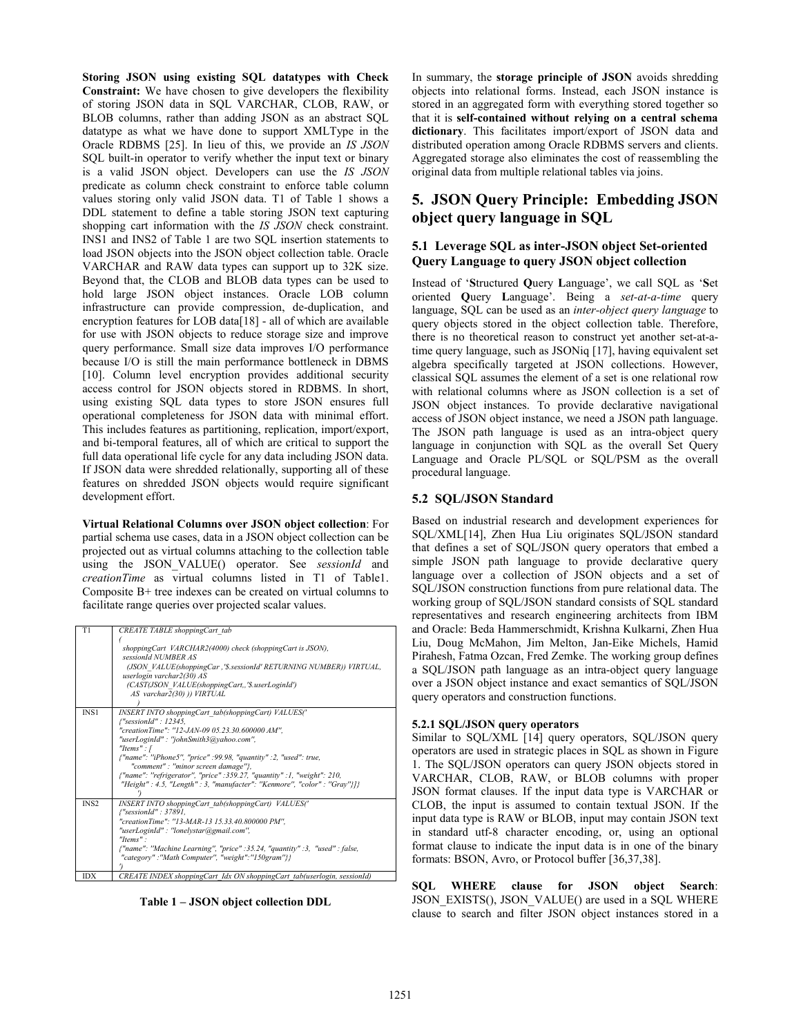**Storing JSON using existing SQL datatypes with Check Constraint:** We have chosen to give developers the flexibility of storing JSON data in SQL VARCHAR, CLOB, RAW, or BLOB columns, rather than adding JSON as an abstract SQL datatype as what we have done to support XMLType in the Oracle RDBMS [25]. In lieu of this, we provide an *IS JSON* SQL built-in operator to verify whether the input text or binary is a valid JSON object. Developers can use the *IS JSON* predicate as column check constraint to enforce table column values storing only valid JSON data. T1 of Table 1 shows a DDL statement to define a table storing JSON text capturing shopping cart information with the *IS JSON* check constraint. INS1 and INS2 of Table 1 are two SQL insertion statements to load JSON objects into the JSON object collection table. Oracle VARCHAR and RAW data types can support up to 32K size. Beyond that, the CLOB and BLOB data types can be used to hold large JSON object instances. Oracle LOB column infrastructure can provide compression, de-duplication, and encryption features for LOB data[18] - all of which are available for use with JSON objects to reduce storage size and improve query performance. Small size data improves I/O performance because I/O is still the main performance bottleneck in DBMS [10]. Column level encryption provides additional security access control for JSON objects stored in RDBMS. In short, using existing SQL data types to store JSON ensures full operational completeness for JSON data with minimal effort. This includes features as partitioning, replication, import/export, and bi-temporal features, all of which are critical to support the full data operational life cycle for any data including JSON data. If JSON data were shredded relationally, supporting all of these features on shredded JSON objects would require significant development effort.

**Virtual Relational Columns over JSON object collection**: For partial schema use cases, data in a JSON object collection can be projected out as virtual columns attaching to the collection table using the JSON_VALUE() operator. See *sessionId* and *creationTime* as virtual columns listed in T1 of Table1. Composite B+ tree indexes can be created on virtual columns to facilitate range queries over projected scalar values.

| | |
|---|---|
| T1 | *CREATE TABLE shoppingCart_tab ( shoppingCart VARCHAR2(4000) check (shoppingCart is JSON), sessionId NUMBER AS (JSON_VALUE(shoppingCar ,'$.sessionId' RETURNING NUMBER)) VIRTUAL, userlogin varchar2(30) AS (CAST(JSON_VALUE(shoppingCart,,'$.userLoginId') AS varchar2(30) )) VIRTUAL )* |
| INS1 | *INSERT INTO shoppingCart_tab(shoppingCart) VALUES(' {"sessionId" : 12345, "creationTime": "12-JAN-09 05.23.30.600000 AM", "userLoginId" : "johnSmith3@yahoo.com", "Items" : [ {"name": "iPhone5", "price" :99.98, "quantity" :2, "used": true, "comment" : "minor screen damage"}, {"name": "refrigerator", "price" :359.27, "quantity" :1, "weight": 210, "Height" : 4.5, "Length" : 3, "manufacter": "Kenmore", "color" : "Gray"}]} ')* |
| INS2 | *INSERT INTO shoppingCart_tab(shoppingCart) VALUES(' {"sessionId" : 37891, "creationTime": "13-MAR-13 15.33.40.800000 PM", "userLoginId" : "lonelystar@gmail.com", "Items" : {"name": "Machine Learning", "price" :35.24, "quantity" :3, "used" : false, "category" :"Math Computer", "weight":"150gram"}} ')* |
| IDX | *CREATE INDEX shoppingCart_Idx ON shoppingCart_tab(userlogin, sessionId)* |

**Table 1 – JSON object collection DDL**

In summary, the **storage principle of JSON** avoids shredding objects into relational forms. Instead, each JSON instance is stored in an aggregated form with everything stored together so that it is **self-contained without relying on a central schema dictionary**. This facilitates import/export of JSON data and distributed operation among Oracle RDBMS servers and clients. Aggregated storage also eliminates the cost of reassembling the original data from multiple relational tables via joins.

## 5. JSON Query Principle: Embedding JSON object query language in SQL

### 5.1 Leverage SQL as inter-JSON object Set-oriented Query Language to query JSON object collection

Instead of '**S**tructured **Q**uery **L**anguage', we call SQL as '**S**et oriented **Q**uery **L**anguage'. Being a *set-at-a-time* query language, SQL can be used as an *inter-object query language* to query objects stored in the object collection table. Therefore, there is no theoretical reason to construct yet another set-at-a-time query language, such as JSONiq [17], having equivalent set algebra specifically targeted at JSON collections. However, classical SQL assumes the element of a set is one relational row with relational columns where as JSON collection is a set of JSON object instances. To provide declarative navigational access of JSON object instance, we need a JSON path language. The JSON path language is used as an intra-object query language in conjunction with SQL as the overall Set Query Language and Oracle PL/SQL or SQL/PSM as the overall procedural language.

### 5.2 SQL/JSON Standard

Based on industrial research and development experiences for SQL/XML[14], Zhen Hua Liu originates SQL/JSON standard that defines a set of SQL/JSON query operators that embed a simple JSON path language to provide declarative query language over a collection of JSON objects and a set of SQL/JSON construction functions from pure relational data. The working group of SQL/JSON standard consists of SQL standard representatives and research engineering architects from IBM and Oracle: Beda Hammerschmidt, Krishna Kulkarni, Zhen Hua Liu, Doug McMahon, Jim Melton, Jan-Eike Michels, Hamid Pirahesh, Fatma Ozcan, Fred Zemke. The working group defines a SQL/JSON path language as an intra-object query language over a JSON object instance and exact semantics of SQL/JSON query operators and construction functions.

#### 5.2.1 SQL/JSON query operators

Similar to SQL/XML [14] query operators, SQL/JSON query operators are used in strategic places in SQL as shown in Figure 1. The SQL/JSON operators can query JSON objects stored in VARCHAR, CLOB, RAW, or BLOB columns with proper JSON format clauses. If the input data type is VARCHAR or CLOB, the input is assumed to contain textual JSON. If the input data type is RAW or BLOB, input may contain JSON text in standard utf-8 character encoding, or, using an optional format clause to indicate the input data is in one of the binary formats: BSON, Avro, or Protocol buffer [36,37,38].

**SQL WHERE clause for JSON object Search**: JSON_EXISTS(), JSON_VALUE() are used in a SQL WHERE clause to search and filter JSON object instances stored in a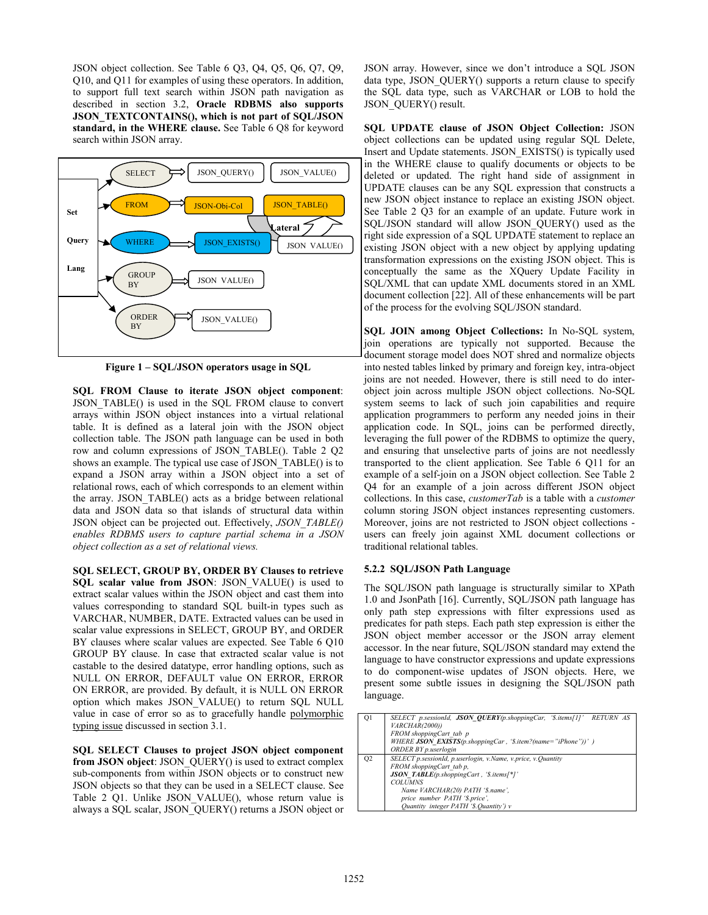JSON object collection. See Table 6 Q3, Q4, Q5, Q6, Q7, Q9, Q10, and Q11 for examples of using these operators. In addition, to support full text search within JSON path navigation as described in section 3.2, **Oracle RDBMS also supports JSON_TEXTCONTAINS(), which is not part of SQL/JSON standard, in the WHERE clause.** See Table 6 Q8 for keyword search within JSON array.

**Figure 1 – SQL/JSON operators usage in SQL**

**SQL FROM Clause to iterate JSON object component**: JSON_TABLE() is used in the SQL FROM clause to convert arrays within JSON object instances into a virtual relational table. It is defined as a lateral join with the JSON object collection table. The JSON path language can be used in both row and column expressions of JSON_TABLE(). Table 2 Q2 shows an example. The typical use case of JSON_TABLE() is to expand a JSON array within a JSON object into a set of relational rows, each of which corresponds to an element within the array. JSON_TABLE() acts as a bridge between relational data and JSON data so that islands of structural data within JSON object can be projected out. Effectively, *JSON_TABLE() enables RDBMS users to capture partial schema in a JSON object collection as a set of relational views.*

**SQL SELECT, GROUP BY, ORDER BY Clauses to retrieve SQL scalar value from JSON**: JSON_VALUE() is used to extract scalar values within the JSON object and cast them into values corresponding to standard SQL built-in types such as VARCHAR, NUMBER, DATE. Extracted values can be used in scalar value expressions in SELECT, GROUP BY, and ORDER BY clauses where scalar values are expected. See Table 6 Q10 GROUP BY clause. In case that extracted scalar value is not castable to the desired datatype, error handling options, such as NULL ON ERROR, DEFAULT value ON ERROR, ERROR ON ERROR, are provided. By default, it is NULL ON ERROR option which makes JSON_VALUE() to return SQL NULL value in case of error so as to gracefully handle polymorphic typing issue discussed in section 3.1.

**SQL SELECT Clauses to project JSON object component from JSON object**: JSON_QUERY() is used to extract complex sub-components from within JSON objects or to construct new JSON objects so that they can be used in a SELECT clause. See Table 2 Q1. Unlike JSON_VALUE(), whose return value is always a SQL scalar, JSON_QUERY() returns a JSON object or JSON array. However, since we don't introduce a SQL JSON data type, JSON_QUERY() supports a return clause to specify the SQL data type, such as VARCHAR or LOB to hold the JSON_QUERY() result.

**SQL UPDATE clause of JSON Object Collection:** JSON object collections can be updated using regular SQL Delete, Insert and Update statements. JSON_EXISTS() is typically used in the WHERE clause to qualify documents or objects to be deleted or updated. The right hand side of assignment in UPDATE clauses can be any SQL expression that constructs a new JSON object instance to replace an existing JSON object. See Table 2 Q3 for an example of an update. Future work in SQL/JSON standard will allow JSON_QUERY() used as the right side expression of a SQL UPDATE statement to replace an existing JSON object with a new object by applying updating transformation expressions on the existing JSON object. This is conceptually the same as the XQuery Update Facility in SQL/XML that can update XML documents stored in an XML document collection [22]. All of these enhancements will be part of the process for the evolving SQL/JSON standard.

**SQL JOIN among Object Collections:** In No-SQL system, join operations are typically not supported. Because the document storage model does NOT shred and normalize objects into nested tables linked by primary and foreign key, intra-object joins are not needed. However, there is still need to do inter-object join across multiple JSON object collections. No-SQL system seems to lack of such join capabilities and require application programmers to perform any needed joins in their application code. In SQL, joins can be performed directly, leveraging the full power of the RDBMS to optimize the query, and ensuring that unselective parts of joins are not needlessly transported to the client application. See Table 6 Q11 for an example of a self-join on a JSON object collection. See Table 2 Q4 for an example of a join across different JSON object collections. In this case, *customerTab* is a table with a *customer* column storing JSON object instances representing customers. Moreover, joins are not restricted to JSON object collections - users can freely join against XML document collections or traditional relational tables.

### 5.2.2 SQL/JSON Path Language

The SQL/JSON path language is structurally similar to XPath 1.0 and JsonPath [16]. Currently, SQL/JSON path language has only path step expressions with filter expressions used as predicates for path steps. Each path step expression is either the JSON object member accessor or the JSON array element accessor. In the near future, SQL/JSON standard may extend the language to have constructor expressions and update expressions to do component-wise updates of JSON objects. Here, we present some subtle issues in designing the SQL/JSON path language.

| | |
|---|---|
| Q1 | *SELECT p.sessionId, **JSON_QUERY**(p.shoppingCar, '$.items[1]' RETURN AS VARCHAR(2000))<br>FROM shoppingCart_tab p<br>WHERE **JSON_EXISTS**(p.shoppingCar , '$.item?(name="iPhone")' )<br>ORDER BY p.userlogin* |
| Q2 | *SELECT p.sessionId, p.userlogin, v.Name, v.price, v.Quantity<br>FROM shoppingCart_tab p,<br>**JSON_TABLE**(p.shoppingCart , '$.items[\*]'<br>COLUMNS<br>Name VARCHAR(20) PATH '$.name',<br>price number PATH '$.price',<br>Quantity integer PATH '$.Quantity') v* |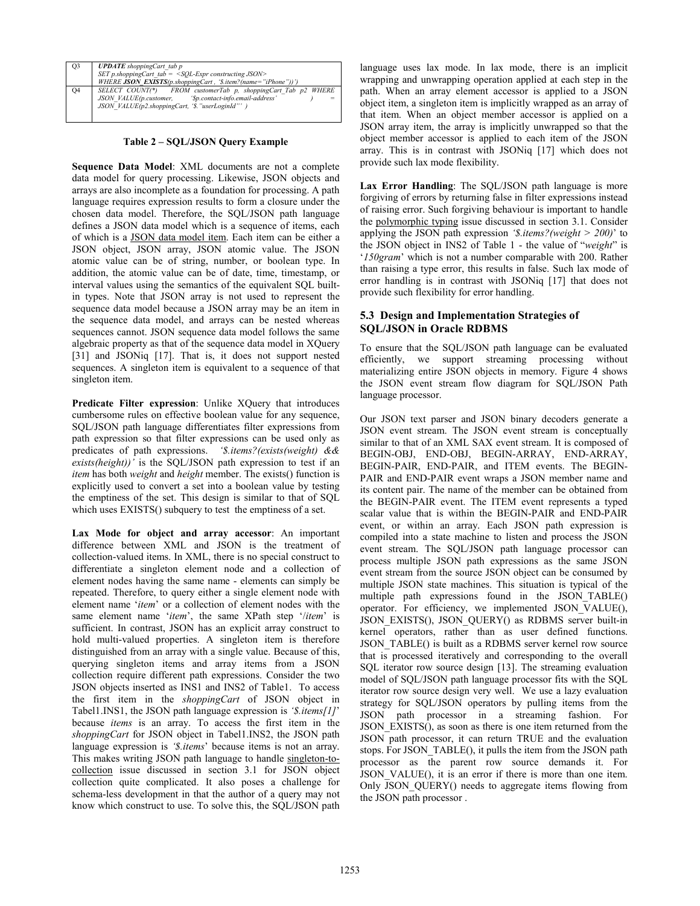| Q3 | ***UPDATE** shoppingCart_tab p* *SET p.shoppingCart_tab = <SQL-Expr constructing JSON>* *WHERE **JSON_EXISTS**(p.shoppingCart , '$.item?(name="iPhone")')* |
|---|---|
| Q4 | *SELECT COUNT(\*) FROM customerTab p, shoppingCart_Tab p2 WHERE JSON_VALUE(p.customer, '$p.contact-info.email-address' ) = JSON_VALUE(p2.shoppingCart, '$."userLoginId"' )* |

**Table 2 – SQL/JSON Query Example**

**Sequence Data Model**: XML documents are not a complete data model for query processing. Likewise, JSON objects and arrays are also incomplete as a foundation for processing. A path language requires expression results to form a closure under the chosen data model. Therefore, the SQL/JSON path language defines a JSON data model which is a sequence of items, each of which is a JSON data model item. Each item can be either a JSON object, JSON array, JSON atomic value. The JSON atomic value can be of string, number, or boolean type. In addition, the atomic value can be of date, time, timestamp, or interval values using the semantics of the equivalent SQL built-in types. Note that JSON array is not used to represent the sequence data model because a JSON array may be an item in the sequence data model, and arrays can be nested whereas sequences cannot. JSON sequence data model follows the same algebraic property as that of the sequence data model in XQuery [31] and JSONiq [17]. That is, it does not support nested sequences. A singleton item is equivalent to a sequence of that singleton item.

**Predicate Filter expression**: Unlike XQuery that introduces cumbersome rules on effective boolean value for any sequence, SQL/JSON path language differentiates filter expressions from path expression so that filter expressions can be used only as predicates of path expressions. *'$.items?(exists(weight) && exists(height))'* is the SQL/JSON path expression to test if an *item* has both *weight* and *height* member. The exists() function is explicitly used to convert a set into a boolean value by testing the emptiness of the set. This design is similar to that of SQL which uses EXISTS() subquery to test the emptiness of a set.

**Lax Mode for object and array accessor**: An important difference between XML and JSON is the treatment of collection-valued items. In XML, there is no special construct to differentiate a singleton element node and a collection of element nodes having the same name - elements can simply be repeated. Therefore, to query either a single element node with element name '*item*' or a collection of element nodes with the same element name '*item*', the same XPath step '/*item*' is sufficient. In contrast, JSON has an explicit array construct to hold multi-valued properties. A singleton item is therefore distinguished from an array with a single value. Because of this, querying singleton items and array items from a JSON collection require different path expressions. Consider the two JSON objects inserted as INS1 and INS2 of Table1. To access the first item in the *shoppingCart* of JSON object in Tabel1.INS1, the JSON path language expression is *'$.items[1]'* because *items* is an array. To access the first item in the *shoppingCart* for JSON object in Tabel1.INS2, the JSON path language expression is *'$.items'* because items is not an array. This makes writing JSON path language to handle singleton-to-collection issue discussed in section 3.1 for JSON object collection quite complicated. It also poses a challenge for schema-less development in that the author of a query may not know which construct to use. To solve this, the SQL/JSON path language uses lax mode. In lax mode, there is an implicit wrapping and unwrapping operation applied at each step in the path. When an array element accessor is applied to a JSON object item, a singleton item is implicitly wrapped as an array of that item. When an object member accessor is applied on a JSON array item, the array is implicitly unwrapped so that the object member accessor is applied to each item of the JSON array. This is in contrast with JSONiq [17] which does not provide such lax mode flexibility.

**Lax Error Handling**: The SQL/JSON path language is more forgiving of errors by returning false in filter expressions instead of raising error. Such forgiving behaviour is important to handle the polymorphic typing issue discussed in section 3.1. Consider applying the JSON path expression *'$.items?(weight > 200)*' to the JSON object in INS2 of Table 1 - the value of "*weight*" is '*150gram*' which is not a number comparable with 200. Rather than raising a type error, this results in false. Such lax mode of error handling is in contrast with JSONiq [17] that does not provide such flexibility for error handling.

### 5.3 Design and Implementation Strategies of SQL/JSON in Oracle RDBMS

To ensure that the SQL/JSON path language can be evaluated efficiently, we support streaming processing without materializing entire JSON objects in memory. Figure 4 shows the JSON event stream flow diagram for SQL/JSON Path language processor.

Our JSON text parser and JSON binary decoders generate a JSON event stream. The JSON event stream is conceptually similar to that of an XML SAX event stream. It is composed of BEGIN-OBJ, END-OBJ, BEGIN-ARRAY, END-ARRAY, BEGIN-PAIR, END-PAIR, and ITEM events. The BEGIN-PAIR and END-PAIR event wraps a JSON member name and its content pair. The name of the member can be obtained from the BEGIN-PAIR event. The ITEM event represents a typed scalar value that is within the BEGIN-PAIR and END-PAIR event, or within an array. Each JSON path expression is compiled into a state machine to listen and process the JSON event stream. The SQL/JSON path language processor can process multiple JSON path expressions as the same JSON event stream from the source JSON object can be consumed by multiple JSON state machines. This situation is typical of the multiple path expressions found in the JSON_TABLE() operator. For efficiency, we implemented JSON_VALUE(), JSON_EXISTS(), JSON_QUERY() as RDBMS server built-in kernel operators, rather than as user defined functions. JSON_TABLE() is built as a RDBMS server kernel row source that is processed iteratively and corresponding to the overall SQL iterator row source design [13]. The streaming evaluation model of SQL/JSON path language processor fits with the SQL iterator row source design very well. We use a lazy evaluation strategy for SQL/JSON operators by pulling items from the JSON path processor in a streaming fashion. For JSON_EXISTS(), as soon as there is one item returned from the JSON path processor, it can return TRUE and the evaluation stops. For JSON_TABLE(), it pulls the item from the JSON path processor as the parent row source demands it. For JSON_VALUE(), it is an error if there is more than one item. Only JSON_QUERY() needs to aggregate items flowing from the JSON path processor .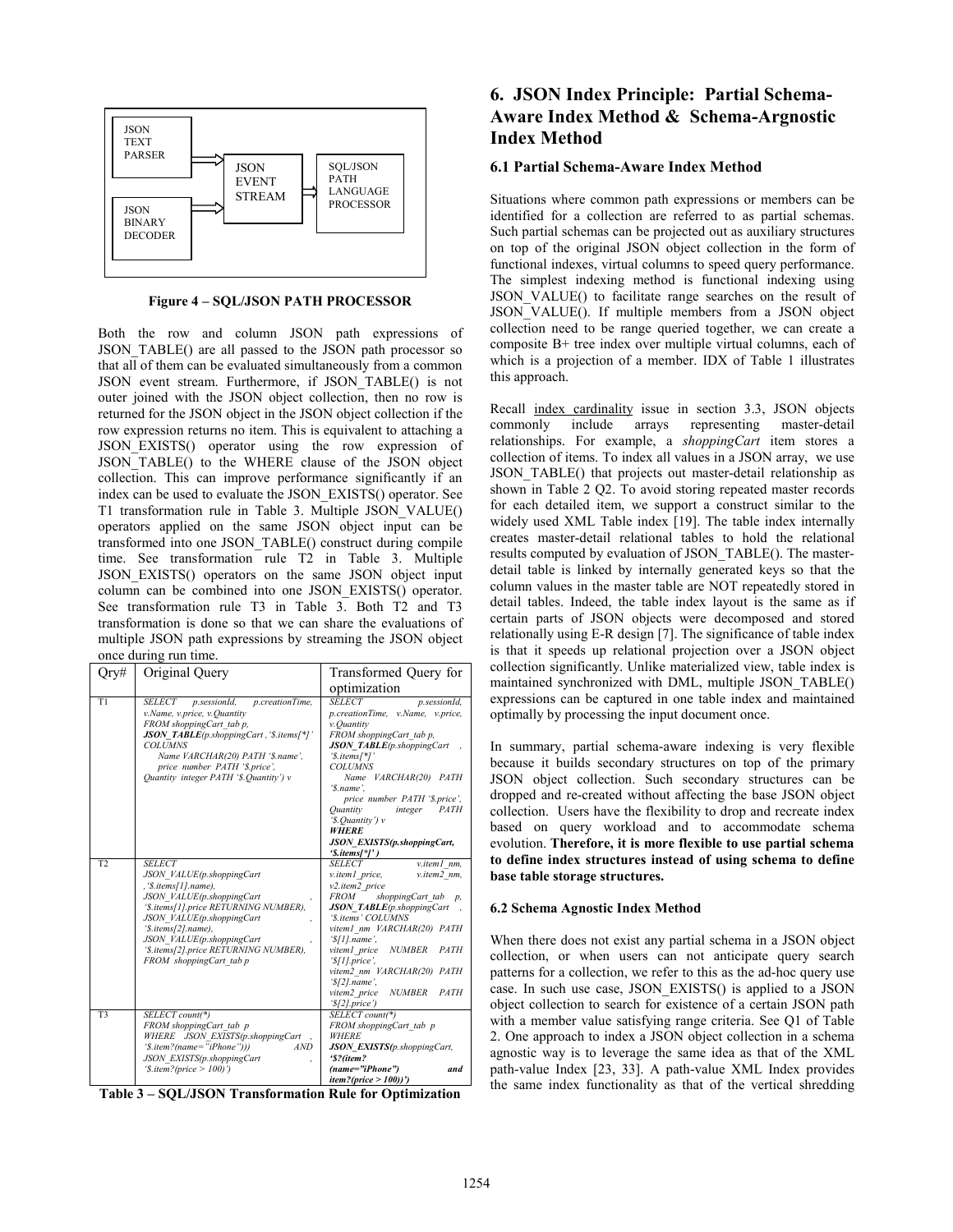JSON TEXT PARSER → JSON EVENT STREAM → SQL/JSON PATH LANGUAGE PROCESSOR

JSON BINARY DECODER → JSON EVENT STREAM

**Figure 4 – SQL/JSON PATH PROCESSOR**

Both the row and column JSON path expressions of JSON_TABLE() are all passed to the JSON path processor so that all of them can be evaluated simultaneously from a common JSON event stream. Furthermore, if JSON_TABLE() is not outer joined with the JSON object collection, then no row is returned for the JSON object in the JSON object collection if the row expression returns no item. This is equivalent to attaching a JSON_EXISTS() operator using the row expression of JSON_TABLE() to the WHERE clause of the JSON object collection. This can improve performance significantly if an index can be used to evaluate the JSON_EXISTS() operator. See T1 transformation rule in Table 3. Multiple JSON_VALUE() operators applied on the same JSON object input can be transformed into one JSON_TABLE() construct during compile time. See transformation rule T2 in Table 3. Multiple JSON_EXISTS() operators on the same JSON object input column can be combined into one JSON_EXISTS() operator. See transformation rule T3 in Table 3. Both T2 and T3 transformation is done so that we can share the evaluations of multiple JSON path expressions by streaming the JSON object once during run time.

| Qry# | Original Query | Transformed Query for optimization |
|---|---|---|
| T1 | *SELECT p.sessionId, p.creationTime, v.Name, v.price, v.Quantity FROM shoppingCart_tab p, **JSON_TABLE**(p.shoppingCart ,'$.items[*]' COLUMNS Name VARCHAR(20) PATH '$.name', price number PATH '$.price', Quantity integer PATH '$.Quantity') v* | *SELECT p.sessionId, p.creationTime, v.Name, v.price, v.Quantity FROM shoppingCart_tab p, **JSON_TABLE**(p.shoppingCart , '$.items[*]' COLUMNS Name VARCHAR(20) PATH '$.name', price number PATH '$.price', Quantity integer PATH '$.Quantity') v **WHERE JSON_EXISTS(p.shoppingCart, '$.items[*]' )*** |
| T2 | *SELECT JSON_VALUE(p.shoppingCart ,'$.items[1].name), JSON_VALUE(p.shoppingCart , '$.items[1].price RETURNING NUMBER), JSON_VALUE(p.shoppingCart , '$.items[2].name), JSON_VALUE(p.shoppingCart , '$.items[2].price RETURNING NUMBER), FROM shoppingCart_tab p* | *SELECT v.item1_nm, v.item1_price, v.item2_nm, v2.item2_price FROM shoppingCart_tab p, **JSON_TABLE**(p.shoppingCart , '$.items' COLUMNS vitem1_nm VARCHAR(20) PATH '$[1].name', vitem1_price NUMBER PATH '$[1].price', vitem2_nm VARCHAR(20) PATH '$[2].name', vitem2_price NUMBER PATH '$[2].price')* |
| T3 | *SELECT count(\*) FROM shoppingCart_tab p WHERE JSON_EXISTS(p.shoppingCart , '$.item?(name="iPhone"))) AND JSON_EXISTS(p.shoppingCart , '$.item?(price > 100)')* | *SELECT count(\*) FROM shoppingCart_tab p WHERE **JSON_EXISTS(**p.shoppingCart, **'$?(item?(name="iPhone") and item?(price > 100))')*** |

**Table 3 – SQL/JSON Transformation Rule for Optimization**

# 6. JSON Index Principle: Partial Schema-Aware Index Method & Schema-Argnostic Index Method

## 6.1 Partial Schema-Aware Index Method

Situations where common path expressions or members can be identified for a collection are referred to as partial schemas. Such partial schemas can be projected out as auxiliary structures on top of the original JSON object collection in the form of functional indexes, virtual columns to speed query performance. The simplest indexing method is functional indexing using JSON_VALUE() to facilitate range searches on the result of JSON_VALUE(). If multiple members from a JSON object collection need to be range queried together, we can create a composite B+ tree index over multiple virtual columns, each of which is a projection of a member. IDX of Table 1 illustrates this approach.

Recall index cardinality issue in section 3.3, JSON objects commonly include arrays representing master-detail relationships. For example, a *shoppingCart* item stores a collection of items. To index all values in a JSON array, we use JSON_TABLE() that projects out master-detail relationship as shown in Table 2 Q2. To avoid storing repeated master records for each detailed item, we support a construct similar to the widely used XML Table index [19]. The table index internally creates master-detail relational tables to hold the relational results computed by evaluation of JSON_TABLE(). The master-detail table is linked by internally generated keys so that the column values in the master table are NOT repeatedly stored in detail tables. Indeed, the table index layout is the same as if certain parts of JSON objects were decomposed and stored relationally using E-R design [7]. The significance of table index is that it speeds up relational projection over a JSON object collection significantly. Unlike materialized view, table index is maintained synchronized with DML, multiple JSON_TABLE() expressions can be captured in one table index and maintained optimally by processing the input document once.

In summary, partial schema-aware indexing is very flexible because it builds secondary structures on top of the primary JSON object collection. Such secondary structures can be dropped and re-created without affecting the base JSON object collection. Users have the flexibility to drop and recreate index based on query workload and to accommodate schema evolution. **Therefore, it is more flexible to use partial schema to define index structures instead of using schema to define base table storage structures.**

### 6.2 Schema Agnostic Index Method

When there does not exist any partial schema in a JSON object collection, or when users can not anticipate query search patterns for a collection, we refer to this as the ad-hoc query use case. In such use case, JSON_EXISTS() is applied to a JSON object collection to search for existence of a certain JSON path with a member value satisfying range criteria. See Q1 of Table 2. One approach to index a JSON object collection in a schema agnostic way is to leverage the same idea as that of the XML path-value Index [23, 33]. A path-value XML Index provides the same index functionality as that of the vertical shredding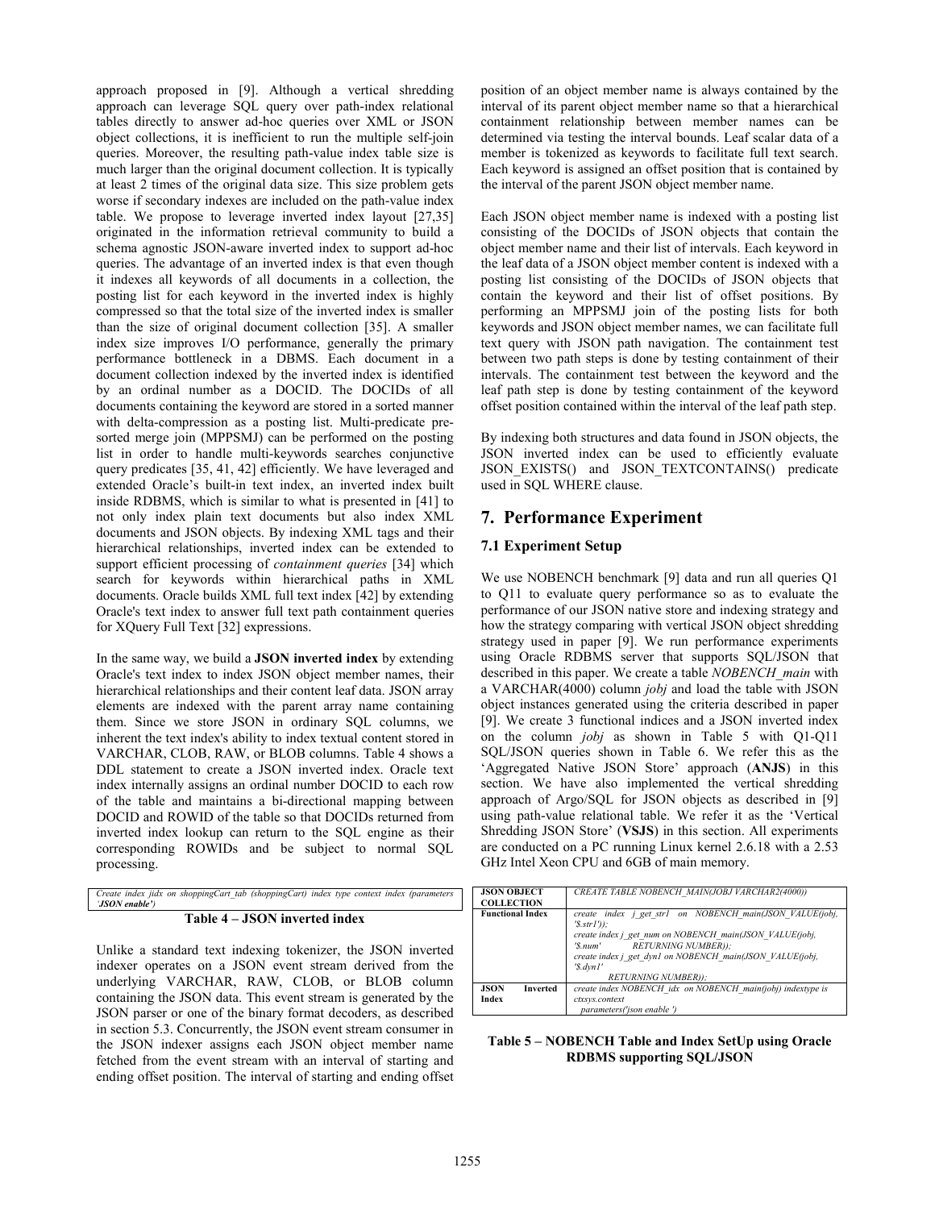approach proposed in [9]. Although a vertical shredding approach can leverage SQL query over path-index relational tables directly to answer ad-hoc queries over XML or JSON object collections, it is inefficient to run the multiple self-join queries. Moreover, the resulting path-value index table size is much larger than the original document collection. It is typically at least 2 times of the original data size. This size problem gets worse if secondary indexes are included on the path-value index table. We propose to leverage inverted index layout [27,35] originated in the information retrieval community to build a schema agnostic JSON-aware inverted index to support ad-hoc queries. The advantage of an inverted index is that even though it indexes all keywords of all documents in a collection, the posting list for each keyword in the inverted index is highly compressed so that the total size of the inverted index is smaller than the size of original document collection [35]. A smaller index size improves I/O performance, generally the primary performance bottleneck in a DBMS. Each document in a document collection indexed by the inverted index is identified by an ordinal number as a DOCID. The DOCIDs of all documents containing the keyword are stored in a sorted manner with delta-compression as a posting list. Multi-predicate pre-sorted merge join (MPPSMJ) can be performed on the posting list in order to handle multi-keywords searches conjunctive query predicates [35, 41, 42] efficiently. We have leveraged and extended Oracle's built-in text index, an inverted index built inside RDBMS, which is similar to what is presented in [41] to not only index plain text documents but also index XML documents and JSON objects. By indexing XML tags and their hierarchical relationships, inverted index can be extended to support efficient processing of *containment queries* [34] which search for keywords within hierarchical paths in XML documents. Oracle builds XML full text index [42] by extending Oracle's text index to answer full text path containment queries for XQuery Full Text [32] expressions.

In the same way, we build a **JSON inverted index** by extending Oracle's text index to index JSON object member names, their hierarchical relationships and their content leaf data. JSON array elements are indexed with the parent array name containing them. Since we store JSON in ordinary SQL columns, we inherent the text index's ability to index textual content stored in VARCHAR, CLOB, RAW, or BLOB columns. Table 4 shows a DDL statement to create a JSON inverted index. Oracle text index internally assigns an ordinal number DOCID to each row of the table and maintains a bi-directional mapping between DOCID and ROWID of the table so that DOCIDs returned from inverted index lookup can return to the SQL engine as their corresponding ROWIDs and be subject to normal SQL processing.

| |
|---|
| *Create index jidx on shoppingCart_tab (shoppingCart) index type context index (parameters 'JSON enable')* |

**Table 4 – JSON inverted index**

Unlike a standard text indexing tokenizer, the JSON inverted indexer operates on a JSON event stream derived from the underlying VARCHAR, RAW, CLOB, or BLOB column containing the JSON data. This event stream is generated by the JSON parser or one of the binary format decoders, as described in section 5.3. Concurrently, the JSON event stream consumer in the JSON indexer assigns each JSON object member name fetched from the event stream with an interval of starting and ending offset position. The interval of starting and ending offset position of an object member name is always contained by the interval of its parent object member name so that a hierarchical containment relationship between member names can be determined via testing the interval bounds. Leaf scalar data of a member is tokenized as keywords to facilitate full text search. Each keyword is assigned an offset position that is contained by the interval of the parent JSON object member name.

Each JSON object member name is indexed with a posting list consisting of the DOCIDs of JSON objects that contain the object member name and their list of intervals. Each keyword in the leaf data of a JSON object member content is indexed with a posting list consisting of the DOCIDs of JSON objects that contain the keyword and their list of offset positions. By performing an MPPSMJ join of the posting lists for both keywords and JSON object member names, we can facilitate full text query with JSON path navigation. The containment test between two path steps is done by testing containment of their intervals. The containment test between the keyword and the leaf path step is done by testing containment of the keyword offset position contained within the interval of the leaf path step.

By indexing both structures and data found in JSON objects, the JSON inverted index can be used to efficiently evaluate JSON_EXISTS() and JSON_TEXTCONTAINS() predicate used in SQL WHERE clause.

## 7. Performance Experiment

### 7.1 Experiment Setup

We use NOBENCH benchmark [9] data and run all queries Q1 to Q11 to evaluate query performance so as to evaluate the performance of our JSON native store and indexing strategy and how the strategy comparing with vertical JSON object shredding strategy used in paper [9]. We run performance experiments using Oracle RDBMS server that supports SQL/JSON that described in this paper. We create a table *NOBENCH_main* with a VARCHAR(4000) column *jobj* and load the table with JSON object instances generated using the criteria described in paper [9]. We create 3 functional indices and a JSON inverted index on the column *jobj* as shown in Table 5 with Q1-Q11 SQL/JSON queries shown in Table 6. We refer this as the 'Aggregated Native JSON Store' approach (**ANJS**) in this section. We have also implemented the vertical shredding approach of Argo/SQL for JSON objects as described in [9] using path-value relational table. We refer it as the 'Vertical Shredding JSON Store' (**VSJS**) in this section. All experiments are conducted on a PC running Linux kernel 2.6.18 with a 2.53 GHz Intel Xeon CPU and 6GB of main memory.

| | |
|---|---|
| **JSON OBJECT COLLECTION** | *CREATE TABLE NOBENCH_MAIN(JOBJ VARCHAR2(4000))* |
| **Functional Index** | *create index j_get_str1 on NOBENCH_main(JSON_VALUE(jobj, '$.str1'));*<br>*create index j_get_num on NOBENCH_main(JSON_VALUE(jobj, '$.num' RETURNING NUMBER));*<br>*create index j_get_dyn1 on NOBENCH_main(JSON_VALUE(jobj, '$.dyn1' RETURNING NUMBER));* |
| **JSON Inverted Index** | *create index NOBENCH_idx on NOBENCH_main(jobj) indextype is ctxsys.context parameters('json enable ')* |

**Table 5 – NOBENCH Table and Index SetUp using Oracle RDBMS supporting SQL/JSON**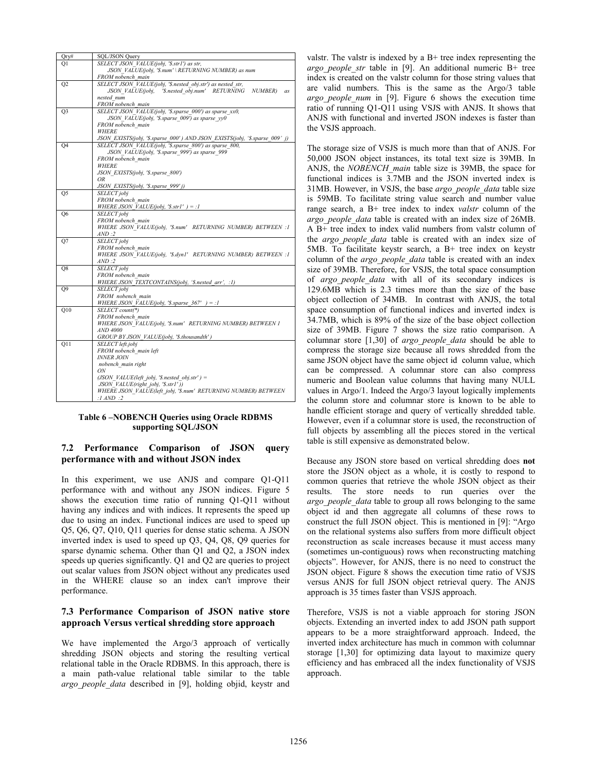| Qry# | SQL/JSON Query |
|---|---|
| Q1 | *SELECT JSON_VALUE(jobj, '$.str1') as str, JSON_VALUE(jobj, '$.num' \ RETURNING NUMBER) as num FROM nobench_main* |
| Q2 | *SELECT JSON_VALUE(jobj, '$.nested_obj.str') as nested_str, JSON_VALUE(jobj, '$.nested_obj.num' RETURNING NUMBER) as nested_num FROM nobench_main* |
| Q3 | *SELECT JSON_VALUE(jobj, '$.sparse_000') as sparse_xx0, JSON_VALUE(jobj, '$.sparse_009') as sparse_yy0 FROM nobench_main WHERE JSON_EXISTS(jobj, '$.sparse_000' ) AND JSON_EXISTS(jobj, '$.sparse_009' j)* |
| Q4 | *SELECT JSON_VALUE(jobj, '$.sparse_800') as sparse_800, JSON_VALUE(jobj, '$.sparse_999') as sparse_999 FROM nobench_main WHERE JSON_EXISTS(jobj, '$.sparse_800') OR JSON_EXISTS(jobj, '$.sparse_999' j)* |
| Q5 | *SELECT jobj FROM nobench_main WHERE JSON_VALUE(jobj, '$.str1' ) = :1* |
| Q6 | *SELECT jobj FROM nobench_main WHERE JSON_VALUE(jobj, '$.num' RETURNING NUMBER) BETWEEN :1 AND :2* |
| Q7 | *SELECT jobj FROM nobench_main WHERE JSON_VALUE(jobj, '$.dyn1' RETURNING NUMBER) BETWEEN :1 AND :2* |
| Q8 | *SELECT jobj FROM nobench_main WHERE JSON_TEXTCONTAINS(jobj, '$.nested_arr', :1)* |
| Q9 | *SELECT jobj FROM nobench_main WHERE JSON_VALUE(jobj, '$.sparse_367' ) = :1* |
| Q10 | *SELECT count(*) FROM nobench_main WHERE JSON_VALUE(jobj, '$.num' RETURNING NUMBER) BETWEEN 1 AND 4000 GROUP BY JSON_VALUE(jobj, '$.thousandth' )* |
| Q11 | *SELECT left.jobj FROM nobench_main left INNER JOIN nobench_main right ON (JSON_VALUE(left_jobj, '$.nested_obj.str' ) = JSON_VALUE(right_jobj, '$.str1' )) WHERE JSON_VALUE(left_jobj, '$.num' RETURNING NUMBER) BETWEEN :1 AND :2* |

**Table 6 –NOBENCH Queries using Oracle RDBMS supporting SQL/JSON**

### 7.2 Performance Comparison of JSON query performance with and without JSON index

In this experiment, we use ANJS and compare Q1-Q11 performance with and without any JSON indices. Figure 5 shows the execution time ratio of running Q1-Q11 without having any indices and with indices. It represents the speed up due to using an index. Functional indices are used to speed up Q5, Q6, Q7, Q10, Q11 queries for dense static schema. A JSON inverted index is used to speed up Q3, Q4, Q8, Q9 queries for sparse dynamic schema. Other than Q1 and Q2, a JSON index speeds up queries significantly. Q1 and Q2 are queries to project out scalar values from JSON object without any predicates used in the WHERE clause so an index can't improve their performance.

### 7.3 Performance Comparison of JSON native store approach Versus vertical shredding store approach

We have implemented the Argo/3 approach of vertically shredding JSON objects and storing the resulting vertical relational table in the Oracle RDBMS. In this approach, there is a main path-value relational table similar to the table *argo_people_data* described in [9], holding objid, keystr and valstr. The valstr is indexed by a B+ tree index representing the *argo_people_str* table in [9]. An additional numeric B+ tree index is created on the valstr column for those string values that are valid numbers. This is the same as the Argo/3 table *argo_people_num* in [9]. Figure 6 shows the execution time ratio of running Q1-Q11 using VSJS with ANJS. It shows that ANJS with functional and inverted JSON indexes is faster than the VSJS approach.

The storage size of VSJS is much more than that of ANJS. For 50,000 JSON object instances, its total text size is 39MB. In ANJS, the *NOBENCH_main* table size is 39MB, the space for functional indices is 3.7MB and the JSON inverted index is 31MB. However, in VSJS, the base *argo_people_data* table size is 59MB. To facilitate string value search and number value range search, a B+ tree index to index *valstr* column of the *argo_people_data* table is created with an index size of 26MB. A B+ tree index to index valid numbers from valstr column of the *argo_people_data* table is created with an index size of 5MB. To facilitate keystr search, a B+ tree index on keystr column of the *argo_people_data* table is created with an index size of 39MB. Therefore, for VSJS, the total space consumption of *argo_people_data* with all of its secondary indices is 129.6MB which is 2.3 times more than the size of the base object collection of 34MB. In contrast with ANJS, the total space consumption of functional indices and inverted index is 34.7MB, which is 89% of the size of the base object collection size of 39MB. Figure 7 shows the size ratio comparison. A columnar store [1,30] of *argo_people_data* should be able to compress the storage size because all rows shredded from the same JSON object have the same object id column value, which can be compressed. A columnar store can also compress numeric and Boolean value columns that having many NULL values in Argo/1. Indeed the Argo/3 layout logically implements the column store and columnar store is known to be able to handle efficient storage and query of vertically shredded table. However, even if a columnar store is used, the reconstruction of full objects by assembling all the pieces stored in the vertical table is still expensive as demonstrated below.

Because any JSON store based on vertical shredding does **not** store the JSON object as a whole, it is costly to respond to common queries that retrieve the whole JSON object as their results. The store needs to run queries over the *argo_people_data* table to group all rows belonging to the same object id and then aggregate all columns of these rows to construct the full JSON object. This is mentioned in [9]: "Argo on the relational systems also suffers from more difficult object reconstruction as scale increases because it must access many (sometimes un-contiguous) rows when reconstructing matching objects". However, for ANJS, there is no need to construct the JSON object. Figure 8 shows the execution time ratio of VSJS versus ANJS for full JSON object retrieval query. The ANJS approach is 35 times faster than VSJS approach.

Therefore, VSJS is not a viable approach for storing JSON objects. Extending an inverted index to add JSON path support appears to be a more straightforward approach. Indeed, the inverted index architecture has much in common with columnar storage [1,30] for optimizing data layout to maximize query efficiency and has embraced all the index functionality of VSJS approach.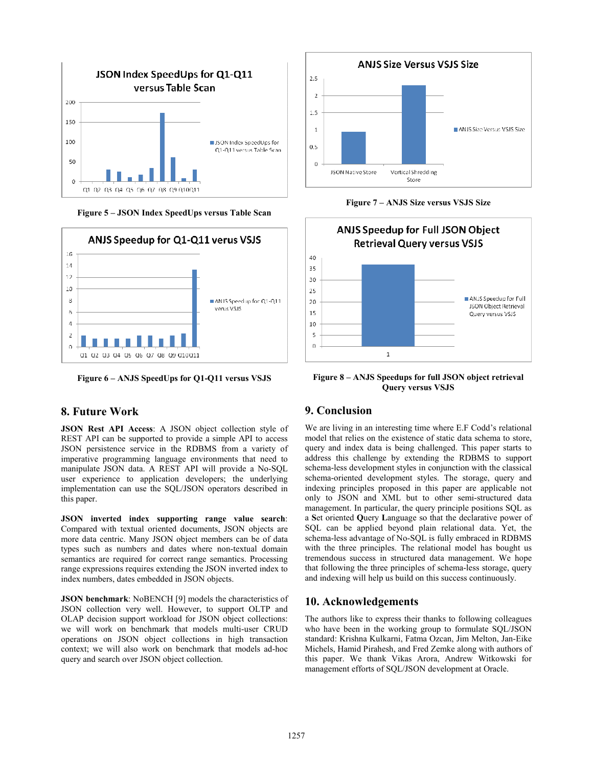JSON Index SpeedUps for Q1-Q11 versus Table Scan

200
150
100
50
0

Q1 Q2 Q3 Q4 Q5 Q6 Q7 Q8 Q9 Q10Q11

JSON Index SpeedUps for Q1-Q11 versus Table Scan

**Figure 5 – JSON Index SpeedUps versus Table Scan**

ANJS Speedup for Q1-Q11 verus VSJS

16
14
12
10
8
6
4
2
0

Q1 Q2 Q3 Q4 Q5 Q6 Q7 Q8 Q9 Q10Q11

ANJS Speedup for Q1-Q11 verus VSJS

**Figure 6 – ANJS SpeedUps for Q1-Q11 versus VSJS**

ANJS Size Versus VSJS Size

2.5
2
1.5
1
0.5
0

JSON Native Store
Vertical Shredding Store

ANJS Size Versus VSJS Size

**Figure 7 – ANJS Size versus VSJS Size**

ANJS Speedup for Full JSON Object Retrieval Query versus VSJS

40
35
30
25
20
15
10
5
0

1

ANJS Speedup for Full JSON Object Retrieval Query versus VSJS

**Figure 8 – ANJS Speedups for full JSON object retrieval Query versus VSJS**

## 8. Future Work

**JSON Rest API Access**: A JSON object collection style of REST API can be supported to provide a simple API to access JSON persistence service in the RDBMS from a variety of imperative programming language environments that need to manipulate JSON data. A REST API will provide a No-SQL user experience to application developers; the underlying implementation can use the SQL/JSON operators described in this paper.

**JSON inverted index supporting range value search**: Compared with textual oriented documents, JSON objects are more data centric. Many JSON object members can be of data types such as numbers and dates where non-textual domain semantics are required for correct range semantics. Processing range expressions requires extending the JSON inverted index to index numbers, dates embedded in JSON objects.

**JSON benchmark**: NoBENCH [9] models the characteristics of JSON collection very well. However, to support OLTP and OLAP decision support workload for JSON object collections: we will work on benchmark that models multi-user CRUD operations on JSON object collections in high transaction context; we will also work on benchmark that models ad-hoc query and search over JSON object collection.

## 9. Conclusion

We are living in an interesting time where E.F Codd's relational model that relies on the existence of static data schema to store, query and index data is being challenged. This paper starts to address this challenge by extending the RDBMS to support schema-less development styles in conjunction with the classical schema-oriented development styles. The storage, query and indexing principles proposed in this paper are applicable not only to JSON and XML but to other semi-structured data management. In particular, the query principle positions SQL as a **S**et oriented **Q**uery **L**anguage so that the declarative power of SQL can be applied beyond plain relational data. Yet, the schema-less advantage of No-SQL is fully embraced in RDBMS with the three principles. The relational model has bought us tremendous success in structured data management. We hope that following the three principles of schema-less storage, query and indexing will help us build on this success continuously.

## 10. Acknowledgements

The authors like to express their thanks to following colleagues who have been in the working group to formulate SQL/JSON standard: Krishna Kulkarni, Fatma Ozcan, Jim Melton, Jan-Eike Michels, Hamid Pirahesh, and Fred Zemke along with authors of this paper. We thank Vikas Arora, Andrew Witkowski for management efforts of SQL/JSON development at Oracle.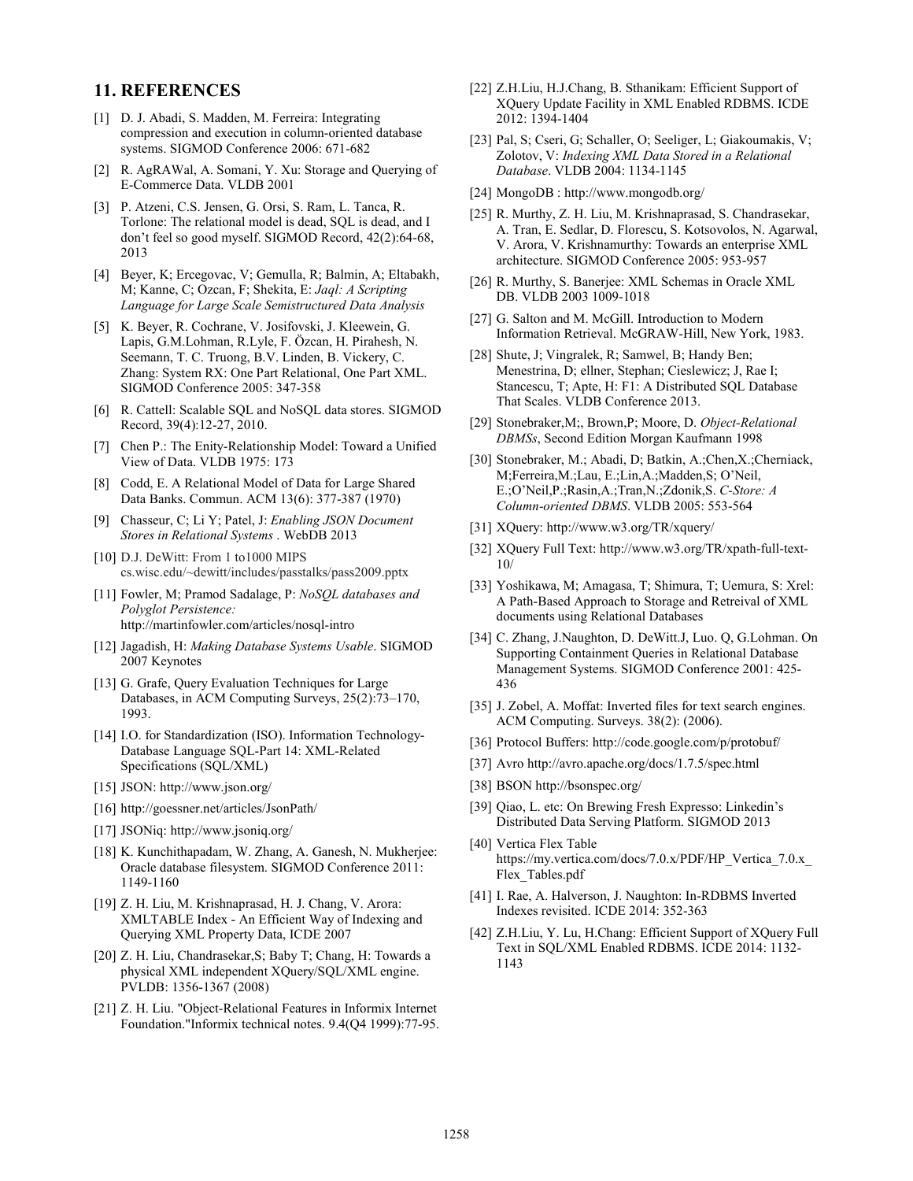## 11. REFERENCES

- [1] D. J. Abadi, S. Madden, M. Ferreira: Integrating compression and execution in column-oriented database systems. SIGMOD Conference 2006: 671-682
- [2] R. AgRAWal, A. Somani, Y. Xu: Storage and Querying of E-Commerce Data. VLDB 2001
- [3] P. Atzeni, C.S. Jensen, G. Orsi, S. Ram, L. Tanca, R. Torlone: The relational model is dead, SQL is dead, and I don't feel so good myself. SIGMOD Record, 42(2):64-68, 2013
- [4] Beyer, K; Ercegovac, V; Gemulla, R; Balmin, A; Eltabakh, M; Kanne, C; Ozcan, F; Shekita, E: *Jaql: A Scripting Language for Large Scale Semistructured Data Analysis*
- [5] K. Beyer, R. Cochrane, V. Josifovski, J. Kleewein, G. Lapis, G.M.Lohman, R.Lyle, F. Özcan, H. Pirahesh, N. Seemann, T. C. Truong, B.V. Linden, B. Vickery, C. Zhang: System RX: One Part Relational, One Part XML. SIGMOD Conference 2005: 347-358
- [6] R. Cattell: Scalable SQL and NoSQL data stores. SIGMOD Record, 39(4):12-27, 2010.
- [7] Chen P.: The Enity-Relationship Model: Toward a Unified View of Data. VLDB 1975: 173
- [8] Codd, E. A Relational Model of Data for Large Shared Data Banks. Commun. ACM 13(6): 377-387 (1970)
- [9] Chasseur, C; Li Y; Patel, J: *Enabling JSON Document Stores in Relational Systems* . WebDB 2013
- [10] D.J. DeWitt: From 1 to1000 MIPS cs.wisc.edu/~dewitt/includes/passtalks/pass2009.pptx
- [11] Fowler, M; Pramod Sadalage, P: *NoSQL databases and Polyglot Persistence:* http://martinfowler.com/articles/nosql-intro
- [12] Jagadish, H: *Making Database Systems Usable*. SIGMOD 2007 Keynotes
- [13] G. Grafe, Query Evaluation Techniques for Large Databases, in ACM Computing Surveys, 25(2):73–170, 1993.
- [14] I.O. for Standardization (ISO). Information Technology-Database Language SQL-Part 14: XML-Related Specifications (SQL/XML)
- [15] JSON: http://www.json.org/
- [16] http://goessner.net/articles/JsonPath/
- [17] JSONiq: http://www.jsoniq.org/
- [18] K. Kunchithapadam, W. Zhang, A. Ganesh, N. Mukherjee: Oracle database filesystem. SIGMOD Conference 2011: 1149-1160
- [19] Z. H. Liu, M. Krishnaprasad, H. J. Chang, V. Arora: XMLTABLE Index - An Efficient Way of Indexing and Querying XML Property Data, ICDE 2007
- [20] Z. H. Liu, Chandrasekar,S; Baby T; Chang, H: Towards a physical XML independent XQuery/SQL/XML engine. PVLDB: 1356-1367 (2008)
- [21] Z. H. Liu. "Object-Relational Features in Informix Internet Foundation."Informix technical notes. 9.4(Q4 1999):77-95.
- [22] Z.H.Liu, H.J.Chang, B. Sthanikam: Efficient Support of XQuery Update Facility in XML Enabled RDBMS. ICDE 2012: 1394-1404
- [23] Pal, S; Cseri, G; Schaller, O; Seeliger, L; Giakoumakis, V; Zolotov, V: *Indexing XML Data Stored in a Relational Database*. VLDB 2004: 1134-1145
- [24] MongoDB : http://www.mongodb.org/
- [25] R. Murthy, Z. H. Liu, M. Krishnaprasad, S. Chandrasekar, A. Tran, E. Sedlar, D. Florescu, S. Kotsovolos, N. Agarwal, V. Arora, V. Krishnamurthy: Towards an enterprise XML architecture. SIGMOD Conference 2005: 953-957
- [26] R. Murthy, S. Banerjee: XML Schemas in Oracle XML DB. VLDB 2003 1009-1018
- [27] G. Salton and M. McGill. Introduction to Modern Information Retrieval. McGRAW-Hill, New York, 1983.
- [28] Shute, J; Vingralek, R; Samwel, B; Handy Ben; Menestrina, D; ellner, Stephan; Cieslewicz; J, Rae I; Stancescu, T; Apte, H: F1: A Distributed SQL Database That Scales. VLDB Conference 2013.
- [29] Stonebraker,M;, Brown,P; Moore, D. *Object-Relational DBMSs*, Second Edition Morgan Kaufmann 1998
- [30] Stonebraker, M.; Abadi, D; Batkin, A.;Chen,X.;Cherniack, M;Ferreira,M.;Lau, E.;Lin,A.;Madden,S; O'Neil, E.;O'Neil,P.;Rasin,A.;Tran,N.;Zdonik,S. *C-Store: A Column-oriented DBMS*. VLDB 2005: 553-564
- [31] XQuery: http://www.w3.org/TR/xquery/
- [32] XQuery Full Text: http://www.w3.org/TR/xpath-full-text-10/
- [33] Yoshikawa, M; Amagasa, T; Shimura, T; Uemura, S: Xrel: A Path-Based Approach to Storage and Retreival of XML documents using Relational Databases
- [34] C. Zhang, J.Naughton, D. DeWitt.J, Luo. Q, G.Lohman. On Supporting Containment Queries in Relational Database Management Systems. SIGMOD Conference 2001: 425-436
- [35] J. Zobel, A. Moffat: Inverted files for text search engines. ACM Computing. Surveys. 38(2): (2006).
- [36] Protocol Buffers: http://code.google.com/p/protobuf/
- [37] Avro http://avro.apache.org/docs/1.7.5/spec.html
- [38] BSON http://bsonspec.org/
- [39] Qiao, L. etc: On Brewing Fresh Expresso: Linkedin's Distributed Data Serving Platform. SIGMOD 2013
- [40] Vertica Flex Table https://my.vertica.com/docs/7.0.x/PDF/HP_Vertica_7.0.x_Flex_Tables.pdf
- [41] I. Rae, A. Halverson, J. Naughton: In-RDBMS Inverted Indexes revisited. ICDE 2014: 352-363
- [42] Z.H.Liu, Y. Lu, H.Chang: Efficient Support of XQuery Full Text in SQL/XML Enabled RDBMS. ICDE 2014: 1132-1143